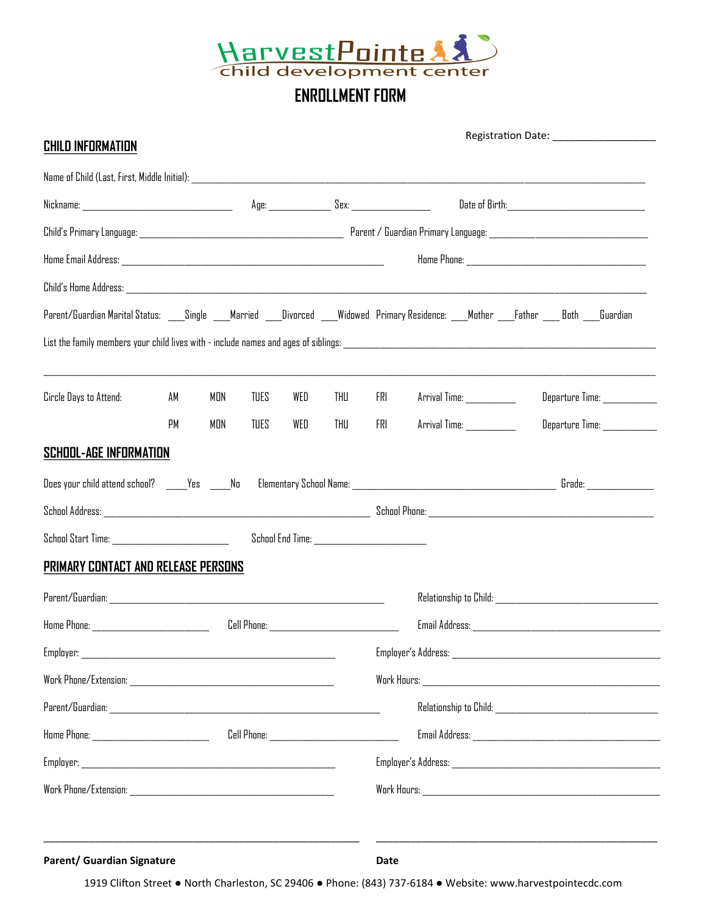# HarvestPointe child development center

## ENROLLMENT FORM

Registration Date: ___________________

## CHILD INFORMATION

Name of Child (Last, First, Middle Initial): ___________________________________________

Nickname: ________________________ Age: __________ Sex: ______________ Date of Birth: ______________________

Child's Primary Language: ______________________________ Parent / Guardian Primary Language: ______________________________

Home Email Address: ________________________________________ Home Phone: ______________________________

Child's Home Address: ___________________________________________

Parent/Guardian Marital Status: ___Single ___Married ___Divorced ___Widowed Primary Residence: ___Mother ___Father ___ Both ___Guardian

List the family members your child lives with - include names and ages of siblings: ___________________________________________

___________________________________________

| Circle Days to Attend: | AM | MON | TUES | WED | THU | FRI | Arrival Time: _________ | Departure Time: _________ |
|---|---|---|---|---|---|---|---|---|
| | PM | MON | TUES | WED | THU | FRI | Arrival Time: _________ | Departure Time: _________ |

## SCHOOL-AGE INFORMATION

Does your child attend school? ____Yes ____No Elementary School Name: ______________________________ Grade: ___________

School Address: ________________________________________ School Phone: ______________________________

School Start Time: ____________________ School End Time: ____________________

## PRIMARY CONTACT AND RELEASE PERSONS

Parent/Guardian: ________________________________________ Relationship to Child: ________________________

Home Phone: ____________________ Cell Phone: ____________________ Email Address: ______________________________

Employer: ________________________________________ Employer's Address: ______________________________

Work Phone/Extension: ______________________________ Work Hours: ______________________________

Parent/Guardian: ________________________________________ Relationship to Child: ________________________

Home Phone: ____________________ Cell Phone: ____________________ Email Address: ______________________________

Employer: ________________________________________ Employer's Address: ______________________________

Work Phone/Extension: ______________________________ Work Hours: ______________________________

________________________________________ ________________________________________

**Parent/ Guardian Signature** **Date**

1919 Clifton Street ● North Charleston, SC 29406 ● Phone: (843) 737-6184 ● Website: www.harvestpointecdc.com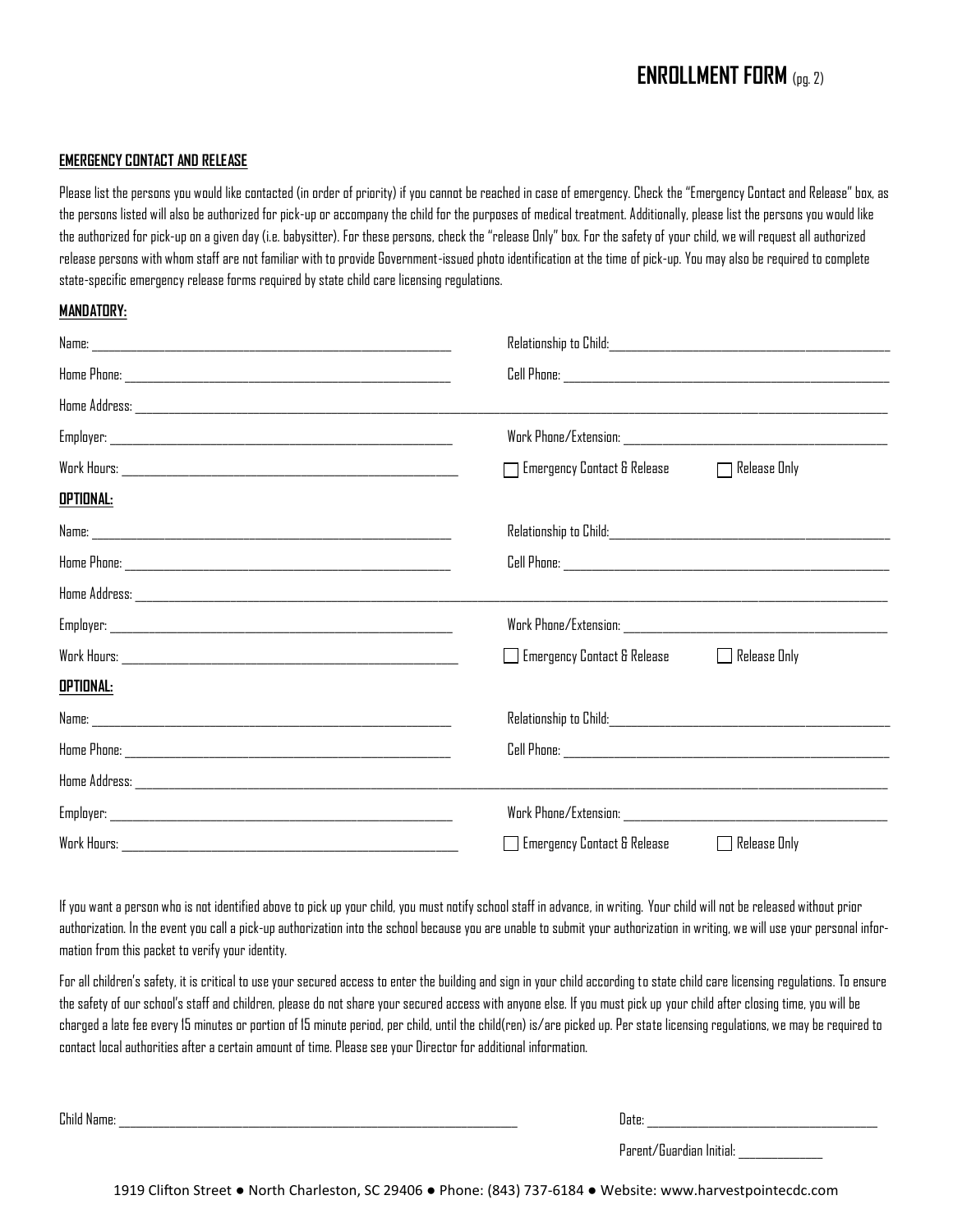# ENROLLMENT FORM (pg. 2)

**EMERGENCY CONTACT AND RELEASE**

Please list the persons you would like contacted (in order of priority) if you cannot be reached in case of emergency. Check the "Emergency Contact and Release" box, as the persons listed will also be authorized for pick-up or accompany the child for the purposes of medical treatment. Additionally, please list the persons you would like the authorized for pick-up on a given day (i.e. babysitter). For these persons, check the "release Only" box. For the safety of your child, we will request all authorized release persons with whom staff are not familiar with to provide Government-issued photo identification at the time of pick-up. You may also be required to complete state-specific emergency release forms required by state child care licensing regulations.

**MANDATORY:**

Name: ______________________ Relationship to Child: ______________________

Home Phone: ______________________ Cell Phone: ______________________

Home Address: ______________________________________________

Employer: ______________________ Work Phone/Extension: ______________________

Work Hours: ______________________ ☐ Emergency Contact & Release ☐ Release Only

**OPTIONAL:**

Name: ______________________ Relationship to Child: ______________________

Home Phone: ______________________ Cell Phone: ______________________

Home Address: ______________________________________________

Employer: ______________________ Work Phone/Extension: ______________________

Work Hours: ______________________ ☐ Emergency Contact & Release ☐ Release Only

**OPTIONAL:**

Name: ______________________ Relationship to Child: ______________________

Home Phone: ______________________ Cell Phone: ______________________

Home Address: ______________________________________________

Employer: ______________________ Work Phone/Extension: ______________________

Work Hours: ______________________ ☐ Emergency Contact & Release ☐ Release Only

If you want a person who is not identified above to pick up your child, you must notify school staff in advance, in writing. Your child will not be released without prior authorization. In the event you call a pick-up authorization into the school because you are unable to submit your authorization in writing, we will use your personal information from this packet to verify your identity.

For all children's safety, it is critical to use your secured access to enter the building and sign in your child according to state child care licensing regulations. To ensure the safety of our school's staff and children, please do not share your secured access with anyone else. If you must pick up your child after closing time, you will be charged a late fee every 15 minutes or portion of 15 minute period, per child, until the child(ren) is/are picked up. Per state licensing regulations, we may be required to contact local authorities after a certain amount of time. Please see your Director for additional information.

Child Name: ______________________ Date: ______________________

Parent/Guardian Initial: __________

1919 Clifton Street ● North Charleston, SC 29406 ● Phone: (843) 737-6184 ● Website: www.harvestpointecdc.com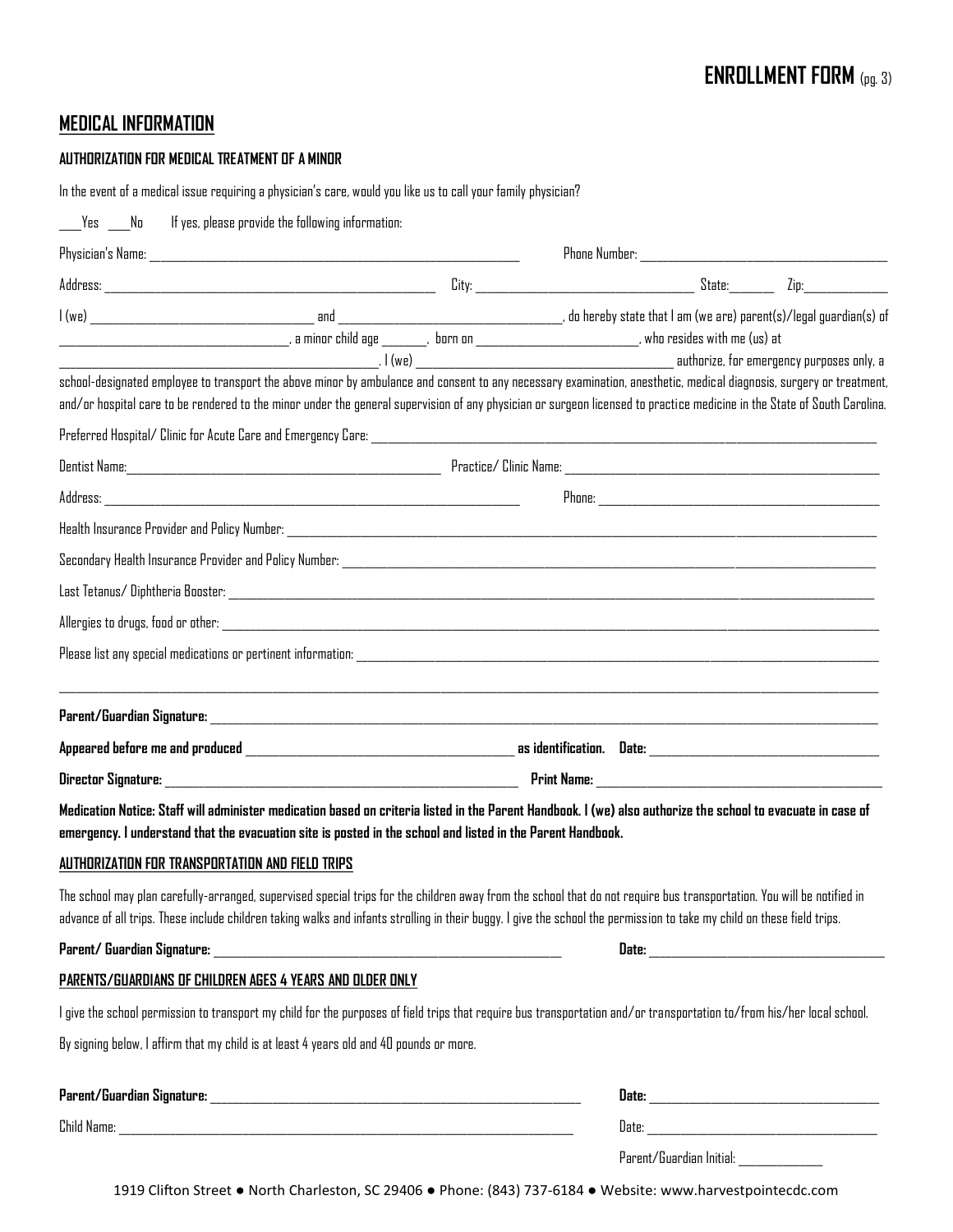# ENROLLMENT FORM (pg. 3)

## MEDICAL INFORMATION

### AUTHORIZATION FOR MEDICAL TREATMENT OF A MINOR

In the event of a medical issue requiring a physician's care, would you like us to call your family physician?

___Yes ___No If yes, please provide the following information:

Physician's Name: ______________________________ Phone Number: ______________________________

Address: ______________________________ City: ______________________ State:_______ Zip:____________

I (we) __________________________ and __________________________, do hereby state that I am (we are) parent(s)/legal guardian(s) of __________________________, a minor child age ______, born on ____________________, who resides with me (us) at __________________________. I (we) ______________________________ authorize, for emergency purposes only, a school-designated employee to transport the above minor by ambulance and consent to any necessary examination, anesthetic, medical diagnosis, surgery or treatment, and/or hospital care to be rendered to the minor under the general supervision of any physician or surgeon licensed to practice medicine in the State of South Carolina.

Preferred Hospital/ Clinic for Acute Care and Emergency Care: ______________________________

Dentist Name:______________________________ Practice/ Clinic Name: ______________________________

Address: ______________________________ Phone: ______________________________

Health Insurance Provider and Policy Number: ______________________________

Secondary Health Insurance Provider and Policy Number: ______________________________

Last Tetanus/ Diphtheria Booster: ______________________________

Allergies to drugs, food or other: ______________________________

Please list any special medications or pertinent information: ______________________________

______________________________________________________________________________

**Parent/Guardian Signature:** ______________________________

**Appeared before me and produced** ______________________________ **as identification. Date:** ____________________

**Director Signature:** ______________________________ **Print Name:** ______________________________

**Medication Notice: Staff will administer medication based on criteria listed in the Parent Handbook. I (we) also authorize the school to evacuate in case of emergency. I understand that the evacuation site is posted in the school and listed in the Parent Handbook.**

### AUTHORIZATION FOR TRANSPORTATION AND FIELD TRIPS

The school may plan carefully-arranged, supervised special trips for the children away from the school that do not require bus transportation. You will be notified in advance of all trips. These include children taking walks and infants strolling in their buggy. I give the school the permission to take my child on these field trips.

**Parent/ Guardian Signature:** ______________________________ **Date:** ____________________

### PARENTS/GUARDIANS OF CHILDREN AGES 4 YEARS AND OLDER ONLY

I give the school permission to transport my child for the purposes of field trips that require bus transportation and/or transportation to/from his/her local school.

By signing below, I affirm that my child is at least 4 years old and 40 pounds or more.

**Parent/Guardian Signature:** ______________________________ **Date:** ____________________

Child Name: ______________________________ Date: ____________________

Parent/Guardian Initial: ____________

1919 Clifton Street ● North Charleston, SC 29406 ● Phone: (843) 737-6184 ● Website: www.harvestpointecdc.com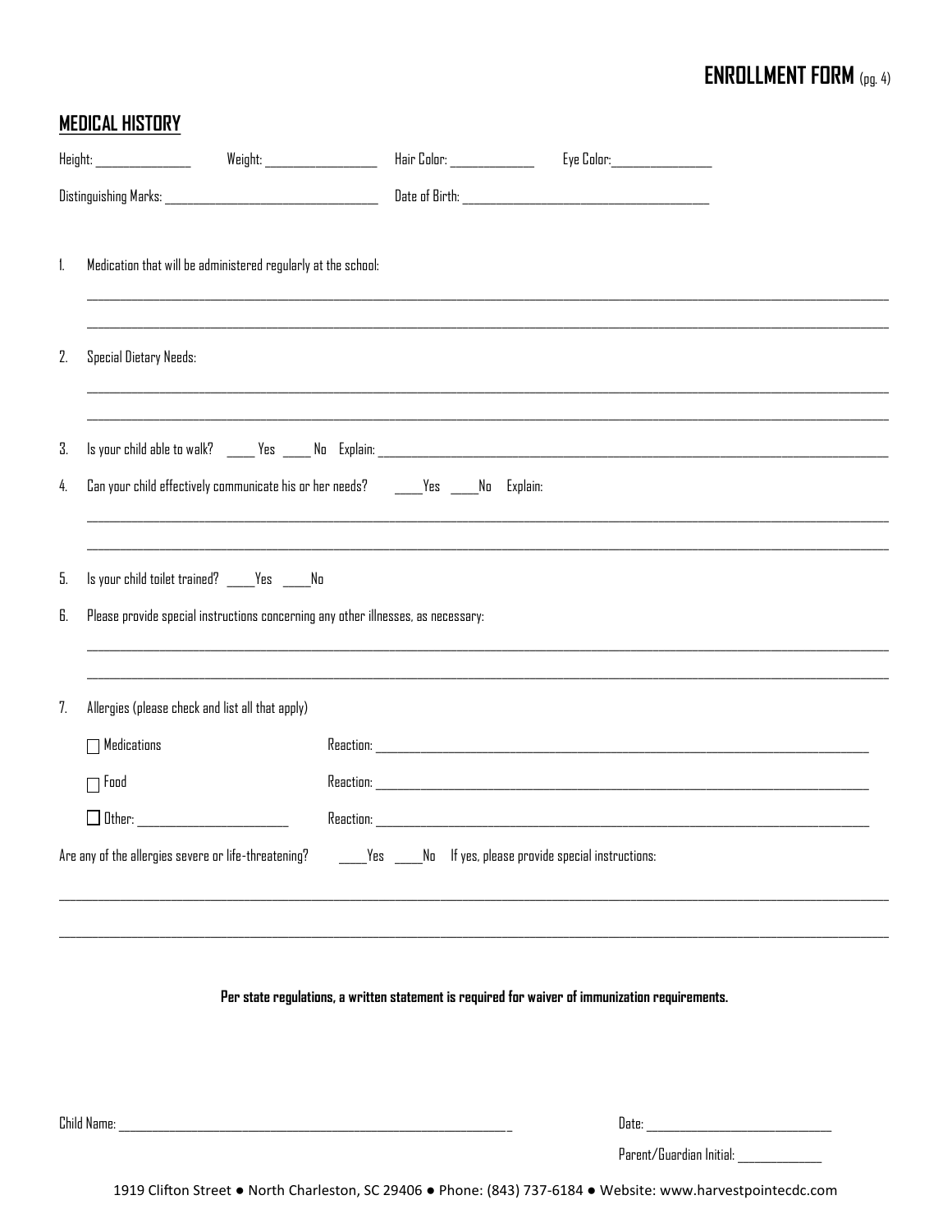# ENROLLMENT FORM (pg. 4)

## MEDICAL HISTORY

Height: ______________ Weight: ________________ Hair Color: ____________ Eye Color: ______________

Distinguishing Marks: ________________________________ Date of Birth: ____________________________________

1. Medication that will be administered regularly at the school:

______________________________________________________________________________________________

______________________________________________________________________________________________

2. Special Dietary Needs:

______________________________________________________________________________________________

______________________________________________________________________________________________

3. Is your child able to walk? _____ Yes _____ No Explain: ______________________________________________

4. Can your child effectively communicate his or her needs? _____Yes _____No Explain:

______________________________________________________________________________________________

______________________________________________________________________________________________

5. Is your child toilet trained? _____Yes _____No

6. Please provide special instructions concerning any other illnesses, as necessary:

______________________________________________________________________________________________

______________________________________________________________________________________________

7. Allergies (please check and list all that apply)

- ☐ Medications Reaction: ______________________________________________________________
- ☐ Food Reaction: ______________________________________________________________
- ☐ Other: ______________________ Reaction: ______________________________________________________________

Are any of the allergies severe or life-threatening? _____Yes _____No If yes, please provide special instructions:

______________________________________________________________________________________________

______________________________________________________________________________________________

**Per state regulations, a written statement is required for waiver of immunization requirements.**

Child Name: ____________________________________________________________ Date: ___________________________

Parent/Guardian Initial: ____________

1919 Clifton Street ● North Charleston, SC 29406 ● Phone: (843) 737-6184 ● Website: www.harvestpointecdc.com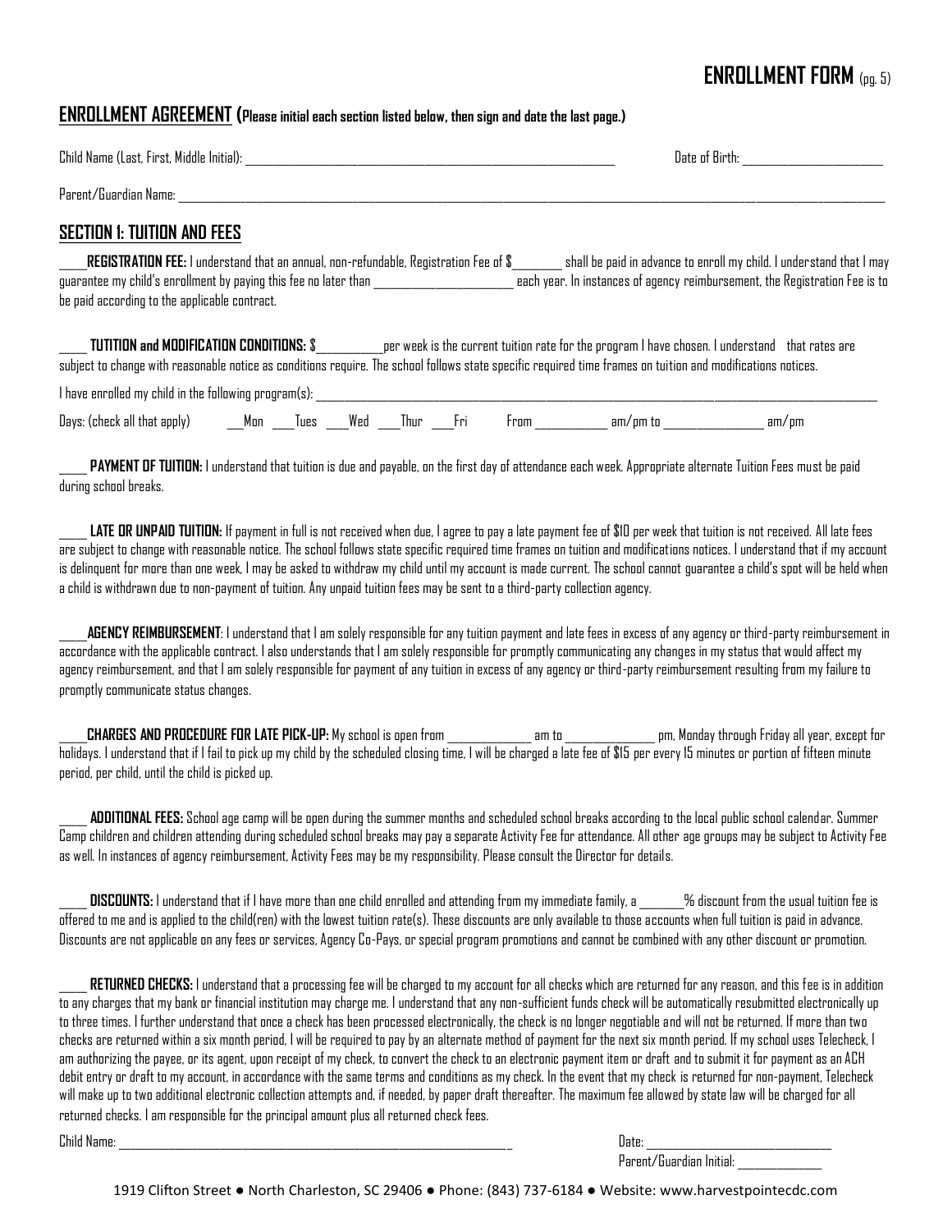# ENROLLMENT FORM (pg. 5)

## ENROLLMENT AGREEMENT (Please initial each section listed below, then sign and date the last page.)

Child Name (Last, First, Middle Initial): ______________________________________________ Date of Birth: ____________________

Parent/Guardian Name: ____________________________________________________________________________________

## SECTION 1: TUITION AND FEES

____**REGISTRATION FEE:** I understand that an annual, non-refundable, Registration Fee of $________ shall be paid in advance to enroll my child. I understand that I may guarantee my child's enrollment by paying this fee no later than ____________________ each year. In instances of agency reimbursement, the Registration Fee is to be paid according to the applicable contract.

____ **TUITION and MODIFICATION CONDITIONS:** $__________per week is the current tuition rate for the program I have chosen. I understand that rates are subject to change with reasonable notice as conditions require. The school follows state specific required time frames on tuition and modifications notices.

I have enrolled my child in the following program(s): ____________________________________________________________

Days: (check all that apply) ___Mon ___Tues ___Wed ___Thur ___Fri From ___________ am/pm to ______________ am/pm

____ **PAYMENT OF TUITION:** I understand that tuition is due and payable, on the first day of attendance each week. Appropriate alternate Tuition Fees must be paid during school breaks.

____ **LATE OR UNPAID TUITION:** If payment in full is not received when due, I agree to pay a late payment fee of $10 per week that tuition is not received. All late fees are subject to change with reasonable notice. The school follows state specific required time frames on tuition and modifications notices. I understand that if my account is delinquent for more than one week, I may be asked to withdraw my child until my account is made current. The school cannot guarantee a child's spot will be held when a child is withdrawn due to non-payment of tuition. Any unpaid tuition fees may be sent to a third-party collection agency.

____**AGENCY REIMBURSEMENT**: I understand that I am solely responsible for any tuition payment and late fees in excess of any agency or third-party reimbursement in accordance with the applicable contract. I also understands that I am solely responsible for promptly communicating any changes in my status that would affect my agency reimbursement, and that I am solely responsible for payment of any tuition in excess of any agency or third-party reimbursement resulting from my failure to promptly communicate status changes.

____**CHARGES AND PROCEDURE FOR LATE PICK-UP:** My school is open from ____________ am to _____________ pm, Monday through Friday all year, except for holidays. I understand that if I fail to pick up my child by the scheduled closing time, I will be charged a late fee of $15 per every 15 minutes or portion of fifteen minute period, per child, until the child is picked up.

____ **ADDITIONAL FEES:** School age camp will be open during the summer months and scheduled school breaks according to the local public school calendar. Summer Camp children and children attending during scheduled school breaks may pay a separate Activity Fee for attendance. All other age groups may be subject to Activity Fee as well. In instances of agency reimbursement, Activity Fees may be my responsibility. Please consult the Director for details.

____ **DISCOUNTS:** I understand that if I have more than one child enrolled and attending from my immediate family, a _______% discount from the usual tuition fee is offered to me and is applied to the child(ren) with the lowest tuition rate(s). These discounts are only available to those accounts when full tuition is paid in advance. Discounts are not applicable on any fees or services, Agency Co-Pays, or special program promotions and cannot be combined with any other discount or promotion.

____ **RETURNED CHECKS:** I understand that a processing fee will be charged to my account for all checks which are returned for any reason, and this fee is in addition to any charges that my bank or financial institution may charge me. I understand that any non-sufficient funds check will be automatically resubmitted electronically up to three times. I further understand that once a check has been processed electronically, the check is no longer negotiable and will not be returned. If more than two checks are returned within a six month period, I will be required to pay by an alternate method of payment for the next six month period. If my school uses Telecheck, I am authorizing the payee, or its agent, upon receipt of my check, to convert the check to an electronic payment item or draft and to submit it for payment as an ACH debit entry or draft to my account, in accordance with the same terms and conditions as my check. In the event that my check is returned for non-payment, Telecheck will make up to two additional electronic collection attempts and, if needed, by paper draft thereafter. The maximum fee allowed by state law will be charged for all returned checks. I am responsible for the principal amount plus all returned check fees.

Child Name: ____________________________________________ Date: ______________________

Parent/Guardian Initial: __________

1919 Clifton Street ● North Charleston, SC 29406 ● Phone: (843) 737-6184 ● Website: www.harvestpointecdc.com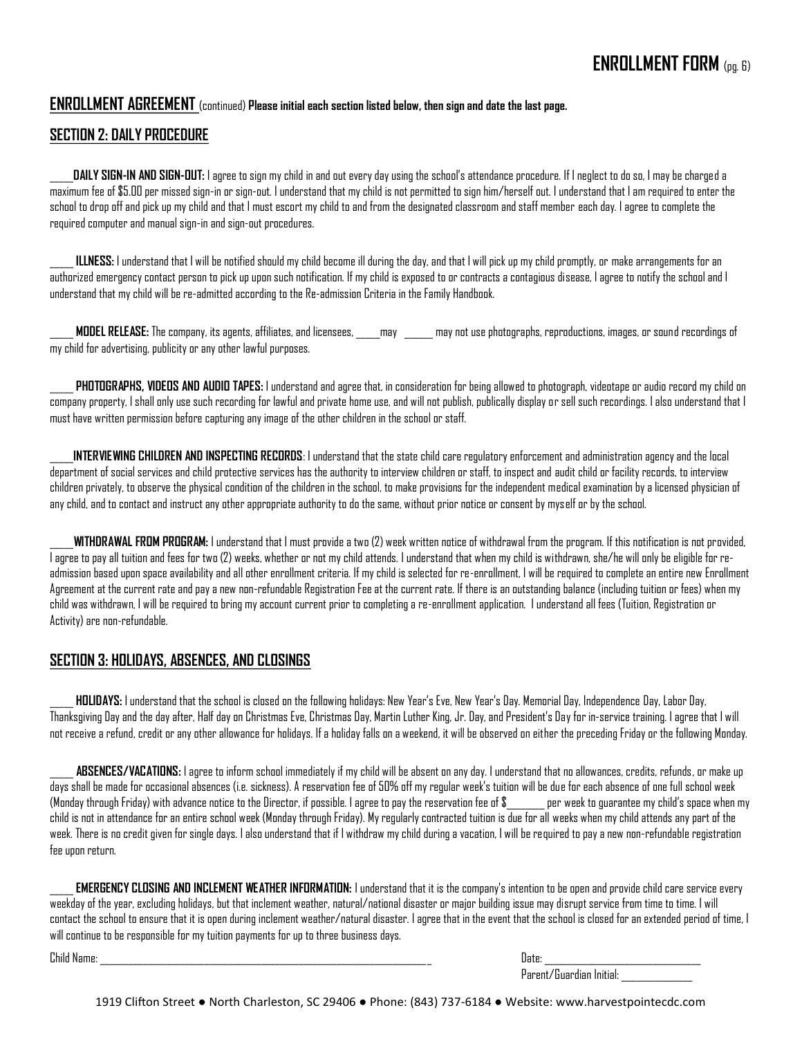# ENROLLMENT FORM (pg. 6)

## ENROLLMENT AGREEMENT (continued) **Please initial each section listed below, then sign and date the last page.**

## SECTION 2: DAILY PROCEDURE

_____**DAILY SIGN-IN AND SIGN-OUT:** I agree to sign my child in and out every day using the school's attendance procedure. If I neglect to do so, I may be charged a maximum fee of $5.00 per missed sign-in or sign-out. I understand that my child is not permitted to sign him/herself out. I understand that I am required to enter the school to drop off and pick up my child and that I must escort my child to and from the designated classroom and staff member each day. I agree to complete the required computer and manual sign-in and sign-out procedures.

_____ **ILLNESS:** I understand that I will be notified should my child become ill during the day, and that I will pick up my child promptly, or make arrangements for an authorized emergency contact person to pick up upon such notification. If my child is exposed to or contracts a contagious disease, I agree to notify the school and I understand that my child will be re-admitted according to the Re-admission Criteria in the Family Handbook.

_____ **MODEL RELEASE:** The company, its agents, affiliates, and licensees, _____may ______ may not use photographs, reproductions, images, or sound recordings of my child for advertising, publicity or any other lawful purposes.

_____ **PHOTOGRAPHS, VIDEOS AND AUDIO TAPES:** I understand and agree that, in consideration for being allowed to photograph, videotape or audio record my child on company property, I shall only use such recording for lawful and private home use, and will not publish, publically display or sell such recordings. I also understand that I must have written permission before capturing any image of the other children in the school or staff.

_____**INTERVIEWING CHILDREN AND INSPECTING RECORDS**: I understand that the state child care regulatory enforcement and administration agency and the local department of social services and child protective services has the authority to interview children or staff, to inspect and audit child or facility records, to interview children privately, to observe the physical condition of the children in the school, to make provisions for the independent medical examination by a licensed physician of any child, and to contact and instruct any other appropriate authority to do the same, without prior notice or consent by myself or by the school.

_____**WITHDRAWAL FROM PROGRAM:** I understand that I must provide a two (2) week written notice of withdrawal from the program. If this notification is not provided, I agree to pay all tuition and fees for two (2) weeks, whether or not my child attends. I understand that when my child is withdrawn, she/he will only be eligible for re-admission based upon space availability and all other enrollment criteria. If my child is selected for re-enrollment, I will be required to complete an entire new Enrollment Agreement at the current rate and pay a new non-refundable Registration Fee at the current rate. If there is an outstanding balance (including tuition or fees) when my child was withdrawn, I will be required to bring my account current prior to completing a re-enrollment application. I understand all fees (Tuition, Registration or Activity) are non-refundable.

## SECTION 3: HOLIDAYS, ABSENCES, AND CLOSINGS

_____ **HOLIDAYS:** I understand that the school is closed on the following holidays: New Year's Eve, New Year's Day. Memorial Day, Independence Day, Labor Day, Thanksgiving Day and the day after, Half day on Christmas Eve, Christmas Day, Martin Luther King, Jr. Day, and President's Day for in-service training. I agree that I will not receive a refund, credit or any other allowance for holidays. If a holiday falls on a weekend, it will be observed on either the preceding Friday or the following Monday.

_____ **ABSENCES/VACATIONS:** I agree to inform school immediately if my child will be absent on any day. I understand that no allowances, credits, refunds, or make up days shall be made for occasional absences (i.e. sickness). A reservation fee of 50% off my regular week's tuition will be due for each absence of one full school week (Monday through Friday) with advance notice to the Director, if possible. I agree to pay the reservation fee of $________ per week to guarantee my child's space when my child is not in attendance for an entire school week (Monday through Friday). My regularly contracted tuition is due for all weeks when my child attends any part of the week. There is no credit given for single days. I also understand that if I withdraw my child during a vacation, I will be required to pay a new non-refundable registration fee upon return.

_____ **EMERGENCY CLOSING AND INCLEMENT WEATHER INFORMATION:** I understand that it is the company's intention to be open and provide child care service every weekday of the year, excluding holidays, but that inclement weather, natural/national disaster or major building issue may disrupt service from time to time. I will contact the school to ensure that it is open during inclement weather/natural disaster. I agree that in the event that the school is closed for an extended period of time, I will continue to be responsible for my tuition payments for up to three business days.

Child Name: ______________________________________________ Date: ______________________

Parent/Guardian Initial: ___________

1919 Clifton Street ● North Charleston, SC 29406 ● Phone: (843) 737-6184 ● Website: www.harvestpointecdc.com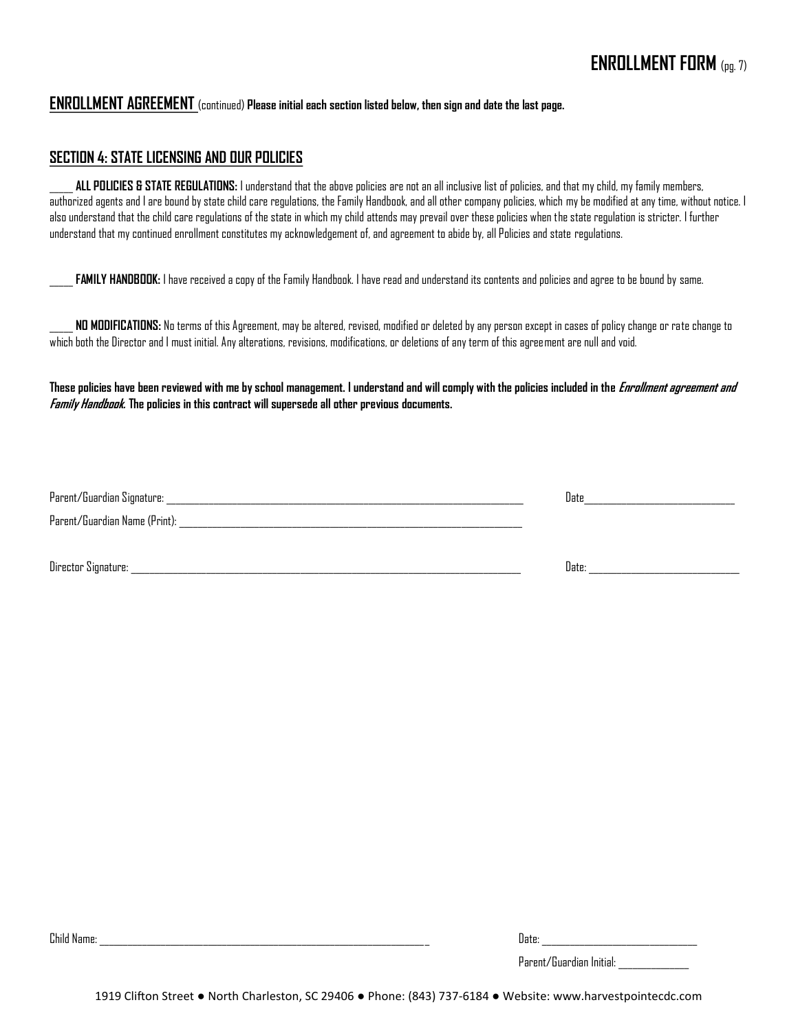# ENROLLMENT FORM (pg. 7)

**ENROLLMENT AGREEMENT** (continued) **Please initial each section listed below, then sign and date the last page.**

## SECTION 4: STATE LICENSING AND OUR POLICIES

_____ **ALL POLICIES & STATE REGULATIONS:** I understand that the above policies are not an all inclusive list of policies, and that my child, my family members, authorized agents and I are bound by state child care regulations, the Family Handbook, and all other company policies, which my be modified at any time, without notice. I also understand that the child care regulations of the state in which my child attends may prevail over these policies when the state regulation is stricter. I further understand that my continued enrollment constitutes my acknowledgement of, and agreement to abide by, all Policies and state regulations.

_____ **FAMILY HANDBOOK:** I have received a copy of the Family Handbook. I have read and understand its contents and policies and agree to be bound by same.

_____ **NO MODIFICATIONS:** No terms of this Agreement, may be altered, revised, modified or deleted by any person except in cases of policy change or rate change to which both the Director and I must initial. Any alterations, revisions, modifications, or deletions of any term of this agreement are null and void.

**These policies have been reviewed with me by school management. I understand and will comply with the policies included in the *Enrollment agreement and Family Handbook.* The policies in this contract will supersede all other previous documents.**

Parent/Guardian Signature: ________________________________________ Date________________________

Parent/Guardian Name (Print): ________________________________________

Director Signature: ________________________________________ Date: ________________________

Child Name: ________________________________________ Date: ________________________

Parent/Guardian Initial: ____________

1919 Clifton Street ● North Charleston, SC 29406 ● Phone: (843) 737-6184 ● Website: www.harvestpointecdc.com